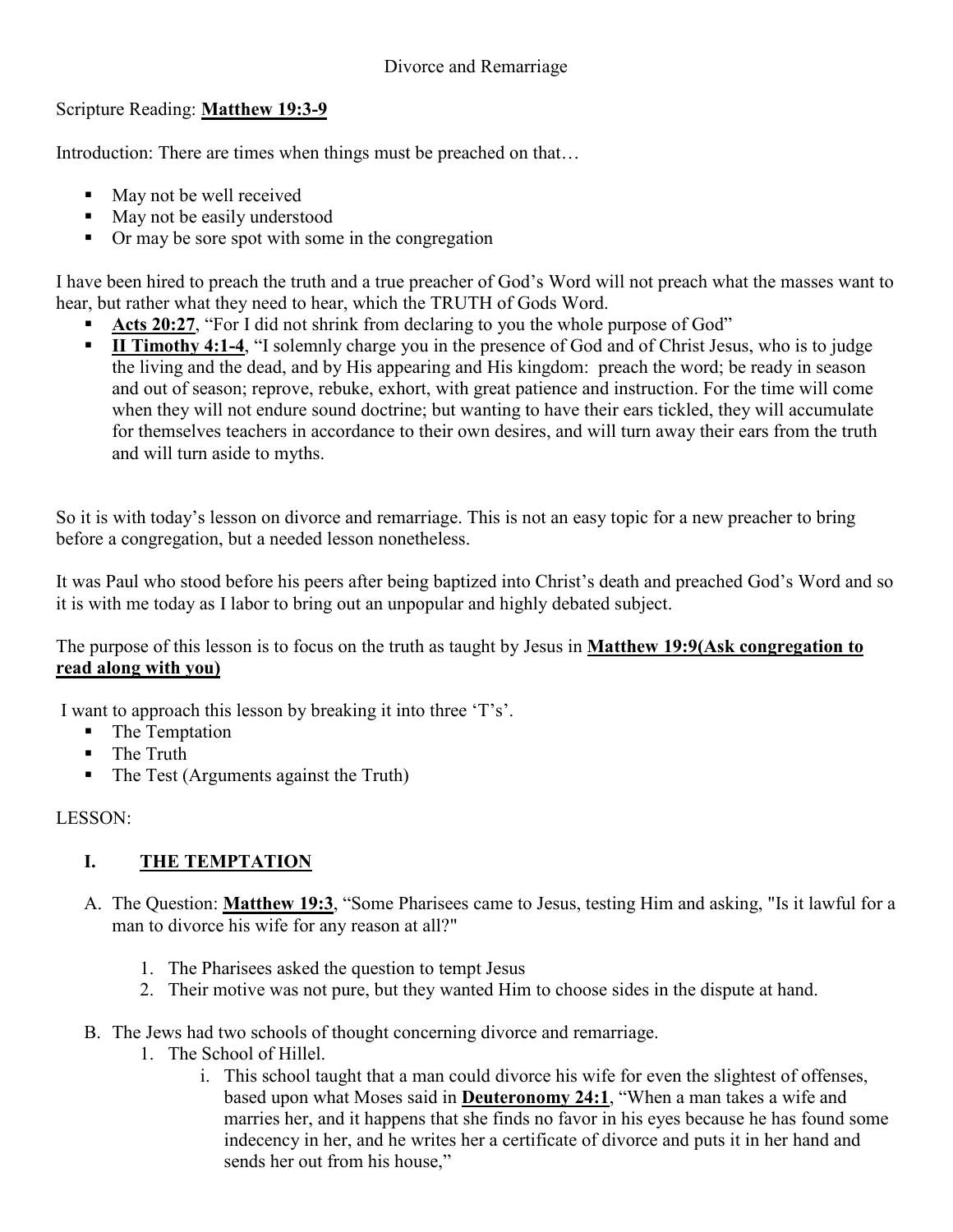Divorce and Remarriage

Scripture Reading: **Matthew 19:3-9**

Introduction: There are times when things must be preached on that…

- May not be well received
- May not be easily understood
- Or may be sore spot with some in the congregation

I have been hired to preach the truth and a true preacher of God's Word will not preach what the masses want to hear, but rather what they need to hear, which the TRUTH of Gods Word.

- **Acts 20:27**, "For I did not shrink from declaring to you the whole purpose of God"
- **II Timothy 4:1-4**, "I solemnly charge you in the presence of God and of Christ Jesus, who is to judge the living and the dead, and by His appearing and His kingdom: preach the word; be ready in season and out of season; reprove, rebuke, exhort, with great patience and instruction. For the time will come when they will not endure sound doctrine; but wanting to have their ears tickled, they will accumulate for themselves teachers in accordance to their own desires, and will turn away their ears from the truth and will turn aside to myths.

So it is with today's lesson on divorce and remarriage. This is not an easy topic for a new preacher to bring before a congregation, but a needed lesson nonetheless.

It was Paul who stood before his peers after being baptized into Christ's death and preached God's Word and so it is with me today as I labor to bring out an unpopular and highly debated subject.

The purpose of this lesson is to focus on the truth as taught by Jesus in **Matthew 19:9(Ask congregation to read along with you)**

I want to approach this lesson by breaking it into three 'T's'.

- The Temptation
- The Truth
- The Test (Arguments against the Truth)

LESSON:

## I. THE TEMPTATION

A. The Question: **Matthew 19:3**, "Some Pharisees came to Jesus, testing Him and asking, "Is it lawful for a man to divorce his wife for any reason at all?"

1. The Pharisees asked the question to tempt Jesus
2. Their motive was not pure, but they wanted Him to choose sides in the dispute at hand.

B. The Jews had two schools of thought concerning divorce and remarriage.

1. The School of Hillel.
   i. This school taught that a man could divorce his wife for even the slightest of offenses, based upon what Moses said in **Deuteronomy 24:1**, "When a man takes a wife and marries her, and it happens that she finds no favor in his eyes because he has found some indecency in her, and he writes her a certificate of divorce and puts it in her hand and sends her out from his house,"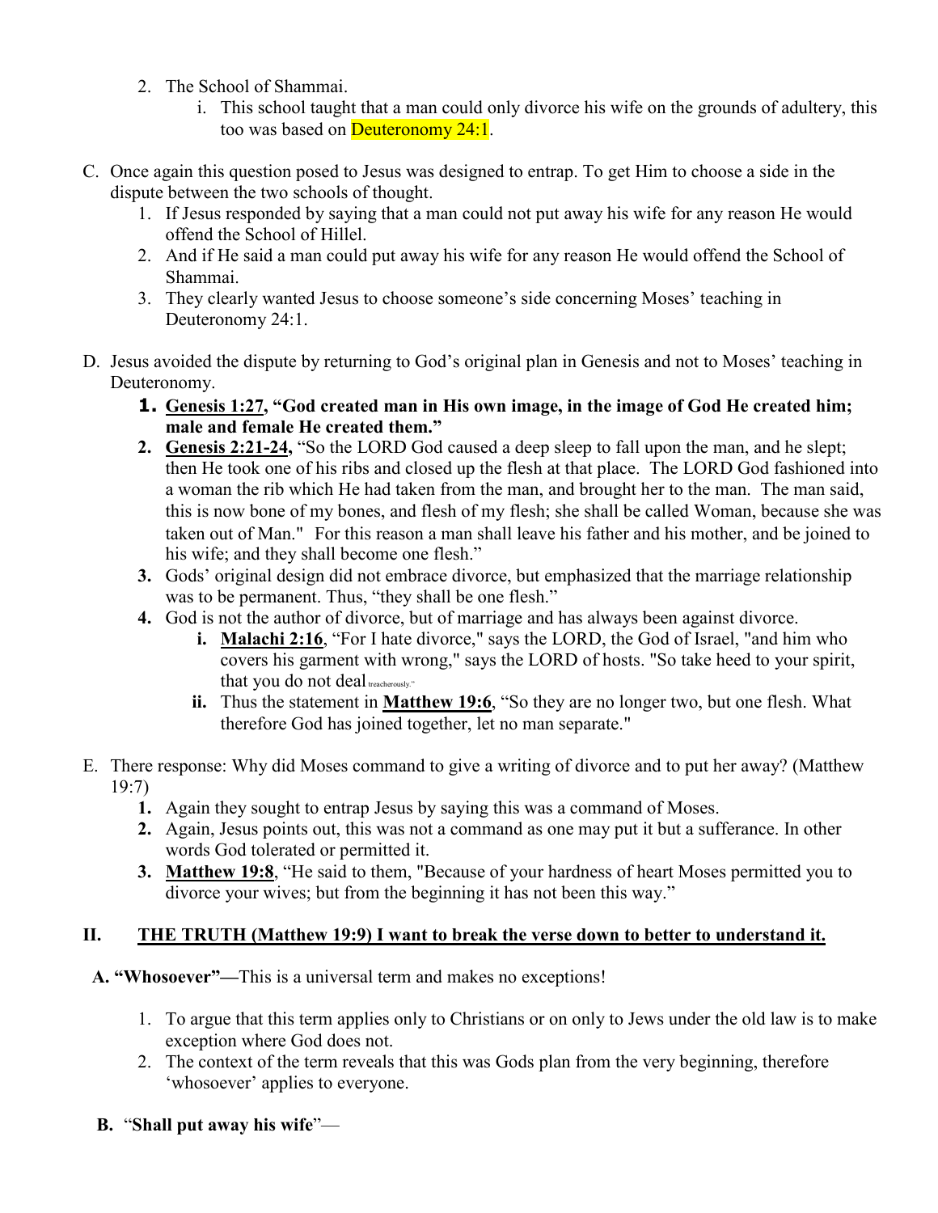2. The School of Shammai.
    i. This school taught that a man could only divorce his wife on the grounds of adultery, this too was based on Deuteronomy 24:1.

C. Once again this question posed to Jesus was designed to entrap. To get Him to choose a side in the dispute between the two schools of thought.
   1. If Jesus responded by saying that a man could not put away his wife for any reason He would offend the School of Hillel.
   2. And if He said a man could put away his wife for any reason He would offend the School of Shammai.
   3. They clearly wanted Jesus to choose someone's side concerning Moses' teaching in Deuteronomy 24:1.

D. Jesus avoided the dispute by returning to God's original plan in Genesis and not to Moses' teaching in Deuteronomy.
   1. **Genesis 1:27, "God created man in His own image, in the image of God He created him; male and female He created them."**
   2. **Genesis 2:21-24,** "So the LORD God caused a deep sleep to fall upon the man, and he slept; then He took one of his ribs and closed up the flesh at that place. The LORD God fashioned into a woman the rib which He had taken from the man, and brought her to the man. The man said, this is now bone of my bones, and flesh of my flesh; she shall be called Woman, because she was taken out of Man." For this reason a man shall leave his father and his mother, and be joined to his wife; and they shall become one flesh."
   3. Gods' original design did not embrace divorce, but emphasized that the marriage relationship was to be permanent. Thus, "they shall be one flesh."
   4. God is not the author of divorce, but of marriage and has always been against divorce.
      i. **Malachi 2:16**, "For I hate divorce," says the LORD, the God of Israel, "and him who covers his garment with wrong," says the LORD of hosts. "So take heed to your spirit, that you do not deal treacherously."
      ii. Thus the statement in **Matthew 19:6**, "So they are no longer two, but one flesh. What therefore God has joined together, let no man separate."

E. There response: Why did Moses command to give a writing of divorce and to put her away? (Matthew 19:7)
   1. Again they sought to entrap Jesus by saying this was a command of Moses.
   2. Again, Jesus points out, this was not a command as one may put it but a sufferance. In other words God tolerated or permitted it.
   3. **Matthew 19:8**, "He said to them, "Because of your hardness of heart Moses permitted you to divorce your wives; but from the beginning it has not been this way."

## II. THE TRUTH (Matthew 19:9) I want to break the verse down to better to understand it.

**A. "Whosoever"—**This is a universal term and makes no exceptions!

1. To argue that this term applies only to Christians or on only to Jews under the old law is to make exception where God does not.
2. The context of the term reveals that this was Gods plan from the very beginning, therefore 'whosoever' applies to everyone.

**B.** "**Shall put away his wife**"—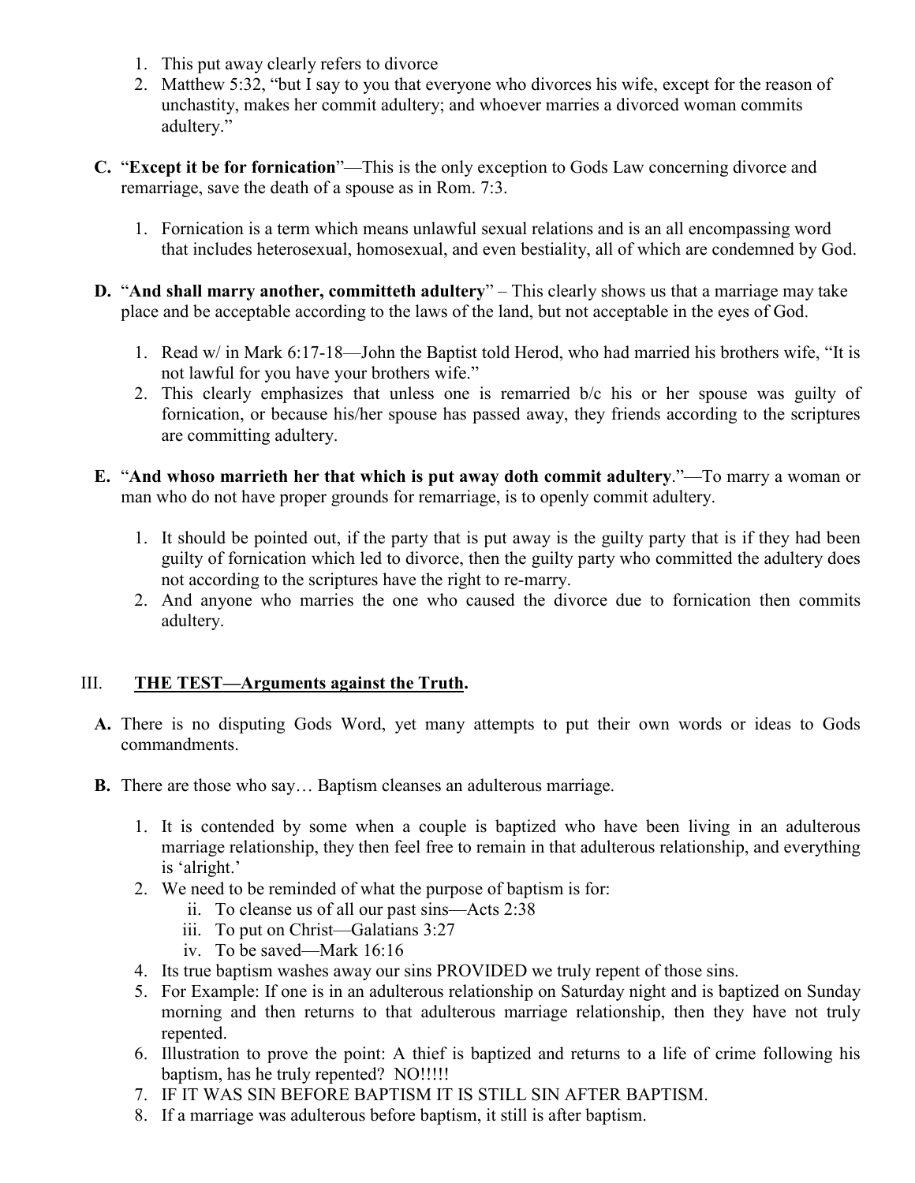1. This put away clearly refers to divorce
2. Matthew 5:32, "but I say to you that everyone who divorces his wife, except for the reason of unchastity, makes her commit adultery; and whoever marries a divorced woman commits adultery."

**C.** "**Except it be for fornication**"—This is the only exception to Gods Law concerning divorce and remarriage, save the death of a spouse as in Rom. 7:3.

1. Fornication is a term which means unlawful sexual relations and is an all encompassing word that includes heterosexual, homosexual, and even bestiality, all of which are condemned by God.

**D.** "**And shall marry another, committeth adultery**" – This clearly shows us that a marriage may take place and be acceptable according to the laws of the land, but not acceptable in the eyes of God.

1. Read w/ in Mark 6:17-18—John the Baptist told Herod, who had married his brothers wife, "It is not lawful for you have your brothers wife."
2. This clearly emphasizes that unless one is remarried b/c his or her spouse was guilty of fornication, or because his/her spouse has passed away, they friends according to the scriptures are committing adultery.

**E.** "**And whoso marrieth her that which is put away doth commit adultery**."—To marry a woman or man who do not have proper grounds for remarriage, is to openly commit adultery.

1. It should be pointed out, if the party that is put away is the guilty party that is if they had been guilty of fornication which led to divorce, then the guilty party who committed the adultery does not according to the scriptures have the right to re-marry.
2. And anyone who marries the one who caused the divorce due to fornication then commits adultery.

## III. <u>**THE TEST—Arguments against the Truth**</u>.

**A.** There is no disputing Gods Word, yet many attempts to put their own words or ideas to Gods commandments.

**B.** There are those who say… Baptism cleanses an adulterous marriage.

1. It is contended by some when a couple is baptized who have been living in an adulterous marriage relationship, they then feel free to remain in that adulterous relationship, and everything is 'alright.'
2. We need to be reminded of what the purpose of baptism is for:
   - ii. To cleanse us of all our past sins—Acts 2:38
   - iii. To put on Christ—Galatians 3:27
   - iv. To be saved—Mark 16:16
4. Its true baptism washes away our sins PROVIDED we truly repent of those sins.
5. For Example: If one is in an adulterous relationship on Saturday night and is baptized on Sunday morning and then returns to that adulterous marriage relationship, then they have not truly repented.
6. Illustration to prove the point: A thief is baptized and returns to a life of crime following his baptism, has he truly repented? NO!!!!!
7. IF IT WAS SIN BEFORE BAPTISM IT IS STILL SIN AFTER BAPTISM.
8. If a marriage was adulterous before baptism, it still is after baptism.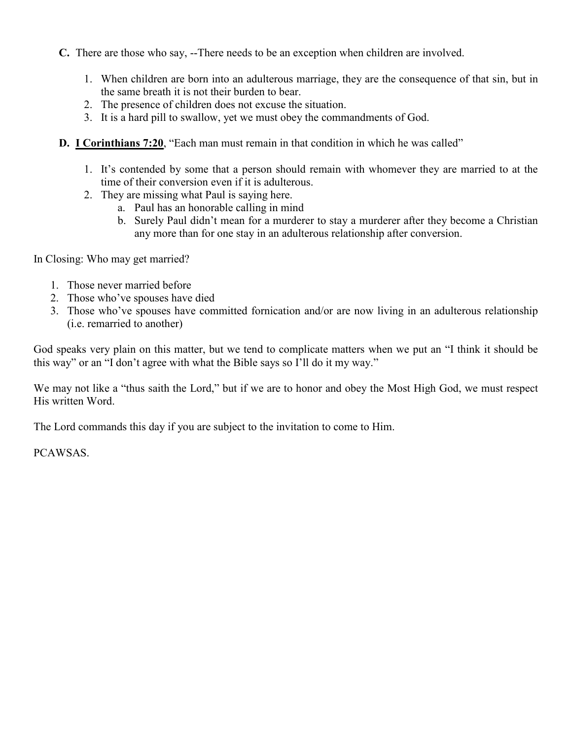**C.** There are those who say, --There needs to be an exception when children are involved.

1. When children are born into an adulterous marriage, they are the consequence of that sin, but in the same breath it is not their burden to bear.
2. The presence of children does not excuse the situation.
3. It is a hard pill to swallow, yet we must obey the commandments of God.

**D.** **<u>I Corinthians 7:20</u>**, "Each man must remain in that condition in which he was called"

1. It's contended by some that a person should remain with whomever they are married to at the time of their conversion even if it is adulterous.
2. They are missing what Paul is saying here.
   a. Paul has an honorable calling in mind
   b. Surely Paul didn't mean for a murderer to stay a murderer after they become a Christian any more than for one stay in an adulterous relationship after conversion.

In Closing: Who may get married?

1. Those never married before
2. Those who've spouses have died
3. Those who've spouses have committed fornication and/or are now living in an adulterous relationship (i.e. remarried to another)

God speaks very plain on this matter, but we tend to complicate matters when we put an "I think it should be this way" or an "I don't agree with what the Bible says so I'll do it my way."

We may not like a "thus saith the Lord," but if we are to honor and obey the Most High God, we must respect His written Word.

The Lord commands this day if you are subject to the invitation to come to Him.

PCAWSAS.